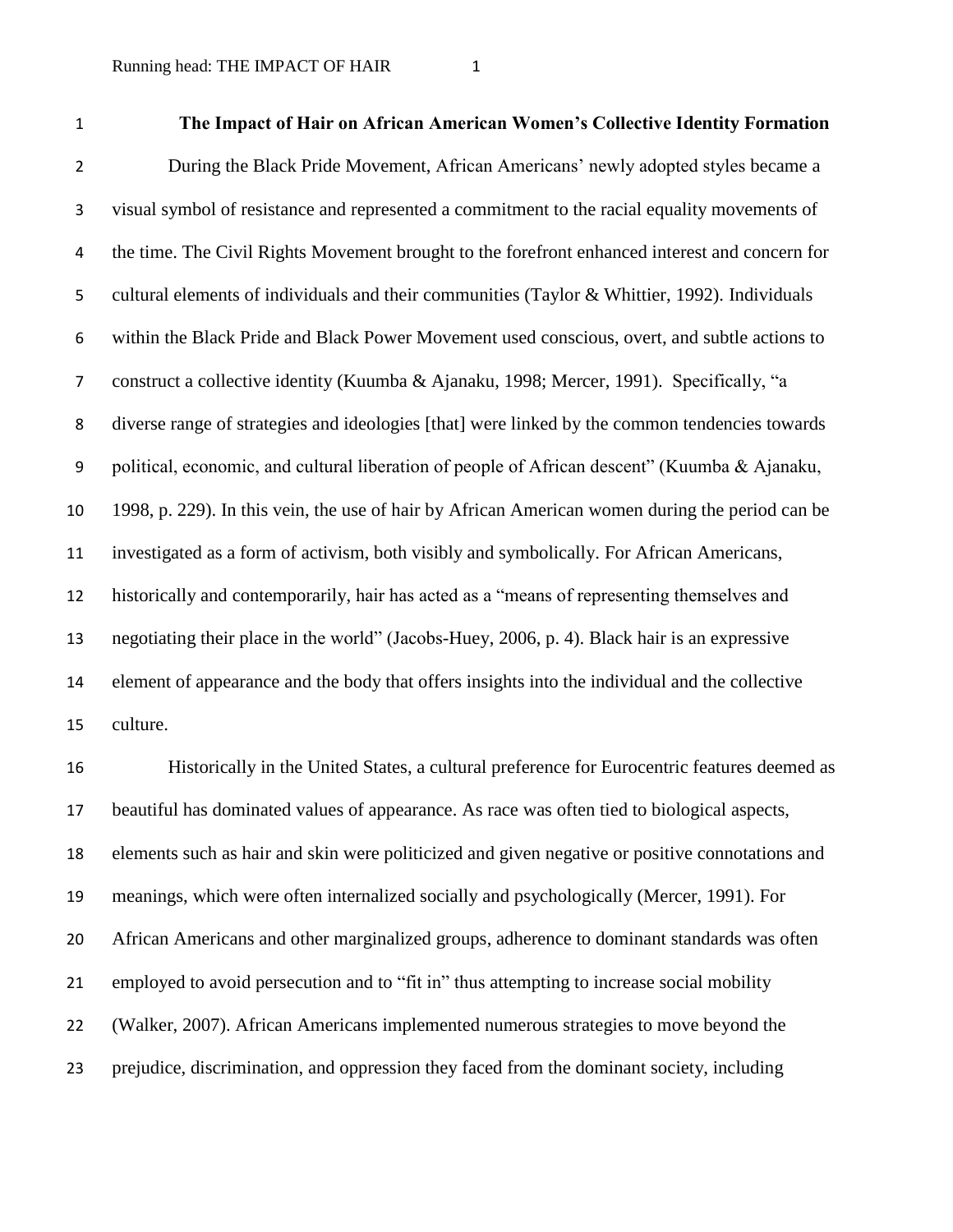# The Impact of Hair on African American Women's Collective Identity Formation

During the Black Pride Movement, African Americans' newly adopted styles became a visual symbol of resistance and represented a commitment to the racial equality movements of the time. The Civil Rights Movement brought to the forefront enhanced interest and concern for cultural elements of individuals and their communities (Taylor & Whittier, 1992). Individuals within the Black Pride and Black Power Movement used conscious, overt, and subtle actions to construct a collective identity (Kuumba & Ajanaku, 1998; Mercer, 1991). Specifically, "a diverse range of strategies and ideologies [that] were linked by the common tendencies towards political, economic, and cultural liberation of people of African descent" (Kuumba & Ajanaku, 1998, p. 229). In this vein, the use of hair by African American women during the period can be investigated as a form of activism, both visibly and symbolically. For African Americans, historically and contemporarily, hair has acted as a "means of representing themselves and negotiating their place in the world" (Jacobs-Huey, 2006, p. 4). Black hair is an expressive element of appearance and the body that offers insights into the individual and the collective culture.

Historically in the United States, a cultural preference for Eurocentric features deemed as beautiful has dominated values of appearance. As race was often tied to biological aspects, elements such as hair and skin were politicized and given negative or positive connotations and meanings, which were often internalized socially and psychologically (Mercer, 1991). For African Americans and other marginalized groups, adherence to dominant standards was often employed to avoid persecution and to "fit in" thus attempting to increase social mobility (Walker, 2007). African Americans implemented numerous strategies to move beyond the prejudice, discrimination, and oppression they faced from the dominant society, including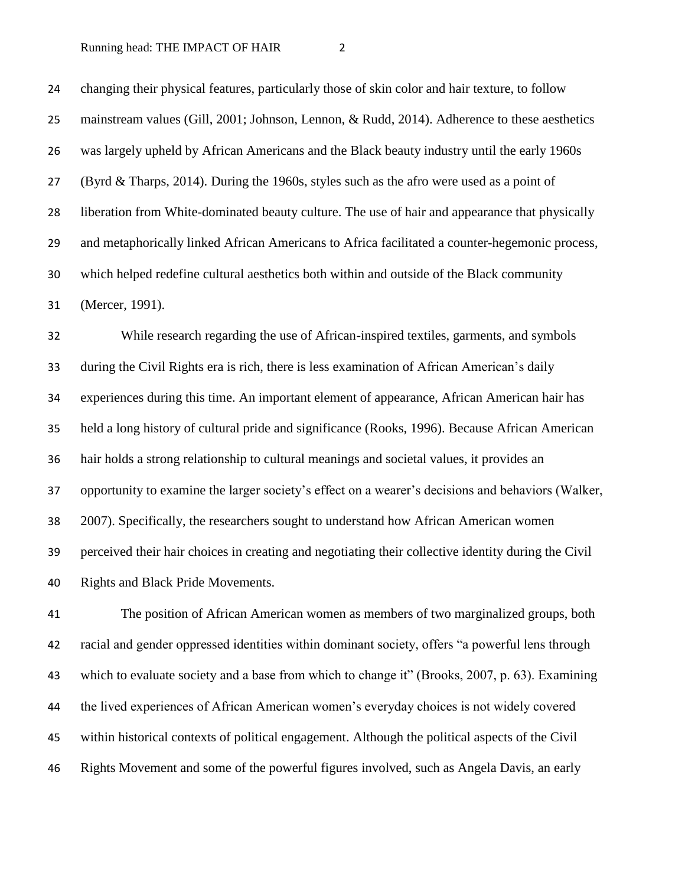changing their physical features, particularly those of skin color and hair texture, to follow mainstream values (Gill, 2001; Johnson, Lennon, & Rudd, 2014). Adherence to these aesthetics was largely upheld by African Americans and the Black beauty industry until the early 1960s (Byrd & Tharps, 2014). During the 1960s, styles such as the afro were used as a point of liberation from White-dominated beauty culture. The use of hair and appearance that physically and metaphorically linked African Americans to Africa facilitated a counter-hegemonic process, which helped redefine cultural aesthetics both within and outside of the Black community (Mercer, 1991).

While research regarding the use of African-inspired textiles, garments, and symbols during the Civil Rights era is rich, there is less examination of African American's daily experiences during this time. An important element of appearance, African American hair has held a long history of cultural pride and significance (Rooks, 1996). Because African American hair holds a strong relationship to cultural meanings and societal values, it provides an opportunity to examine the larger society's effect on a wearer's decisions and behaviors (Walker, 2007). Specifically, the researchers sought to understand how African American women perceived their hair choices in creating and negotiating their collective identity during the Civil Rights and Black Pride Movements.

The position of African American women as members of two marginalized groups, both racial and gender oppressed identities within dominant society, offers "a powerful lens through which to evaluate society and a base from which to change it" (Brooks, 2007, p. 63). Examining the lived experiences of African American women's everyday choices is not widely covered within historical contexts of political engagement. Although the political aspects of the Civil Rights Movement and some of the powerful figures involved, such as Angela Davis, an early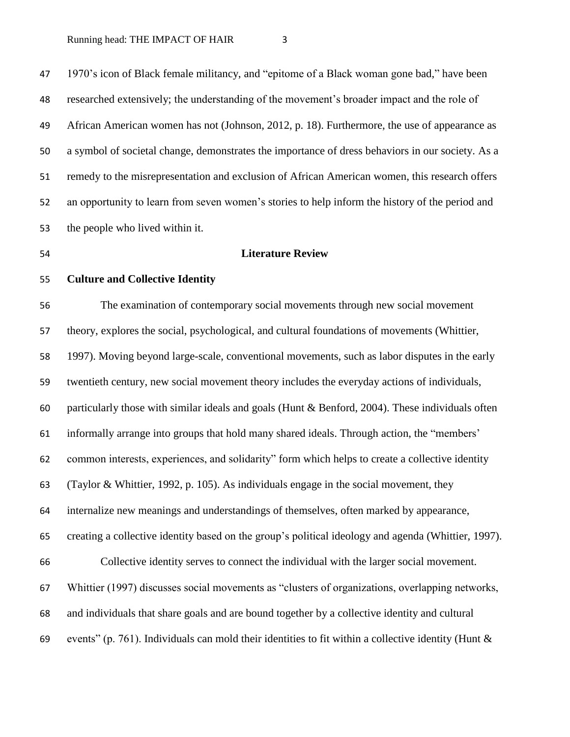1970's icon of Black female militancy, and "epitome of a Black woman gone bad," have been researched extensively; the understanding of the movement's broader impact and the role of African American women has not (Johnson, 2012, p. 18). Furthermore, the use of appearance as a symbol of societal change, demonstrates the importance of dress behaviors in our society. As a remedy to the misrepresentation and exclusion of African American women, this research offers an opportunity to learn from seven women's stories to help inform the history of the period and the people who lived within it.

## Literature Review

### Culture and Collective Identity

The examination of contemporary social movements through new social movement theory, explores the social, psychological, and cultural foundations of movements (Whittier, 1997). Moving beyond large-scale, conventional movements, such as labor disputes in the early twentieth century, new social movement theory includes the everyday actions of individuals, particularly those with similar ideals and goals (Hunt & Benford, 2004). These individuals often informally arrange into groups that hold many shared ideals. Through action, the "members' common interests, experiences, and solidarity" form which helps to create a collective identity (Taylor & Whittier, 1992, p. 105). As individuals engage in the social movement, they internalize new meanings and understandings of themselves, often marked by appearance, creating a collective identity based on the group's political ideology and agenda (Whittier, 1997).

Collective identity serves to connect the individual with the larger social movement. Whittier (1997) discusses social movements as "clusters of organizations, overlapping networks, and individuals that share goals and are bound together by a collective identity and cultural events" (p. 761). Individuals can mold their identities to fit within a collective identity (Hunt &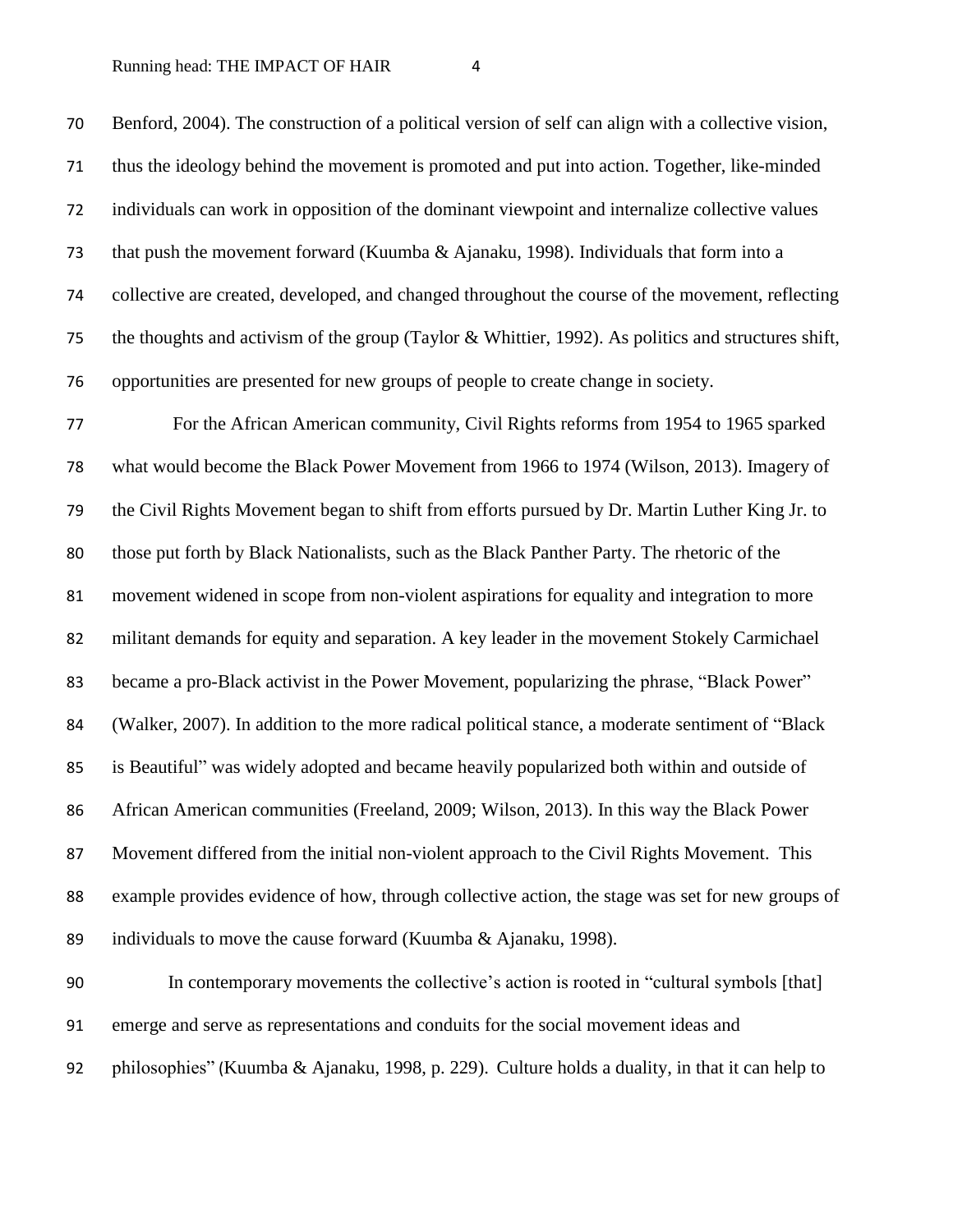Benford, 2004). The construction of a political version of self can align with a collective vision, thus the ideology behind the movement is promoted and put into action. Together, like-minded individuals can work in opposition of the dominant viewpoint and internalize collective values that push the movement forward (Kuumba & Ajanaku, 1998). Individuals that form into a collective are created, developed, and changed throughout the course of the movement, reflecting the thoughts and activism of the group (Taylor & Whittier, 1992). As politics and structures shift, opportunities are presented for new groups of people to create change in society.

For the African American community, Civil Rights reforms from 1954 to 1965 sparked what would become the Black Power Movement from 1966 to 1974 (Wilson, 2013). Imagery of the Civil Rights Movement began to shift from efforts pursued by Dr. Martin Luther King Jr. to those put forth by Black Nationalists, such as the Black Panther Party. The rhetoric of the movement widened in scope from non-violent aspirations for equality and integration to more militant demands for equity and separation. A key leader in the movement Stokely Carmichael became a pro-Black activist in the Power Movement, popularizing the phrase, "Black Power" (Walker, 2007). In addition to the more radical political stance, a moderate sentiment of "Black is Beautiful" was widely adopted and became heavily popularized both within and outside of African American communities (Freeland, 2009; Wilson, 2013). In this way the Black Power Movement differed from the initial non-violent approach to the Civil Rights Movement. This example provides evidence of how, through collective action, the stage was set for new groups of individuals to move the cause forward (Kuumba & Ajanaku, 1998).

In contemporary movements the collective's action is rooted in "cultural symbols [that] emerge and serve as representations and conduits for the social movement ideas and philosophies" (Kuumba & Ajanaku, 1998, p. 229). Culture holds a duality, in that it can help to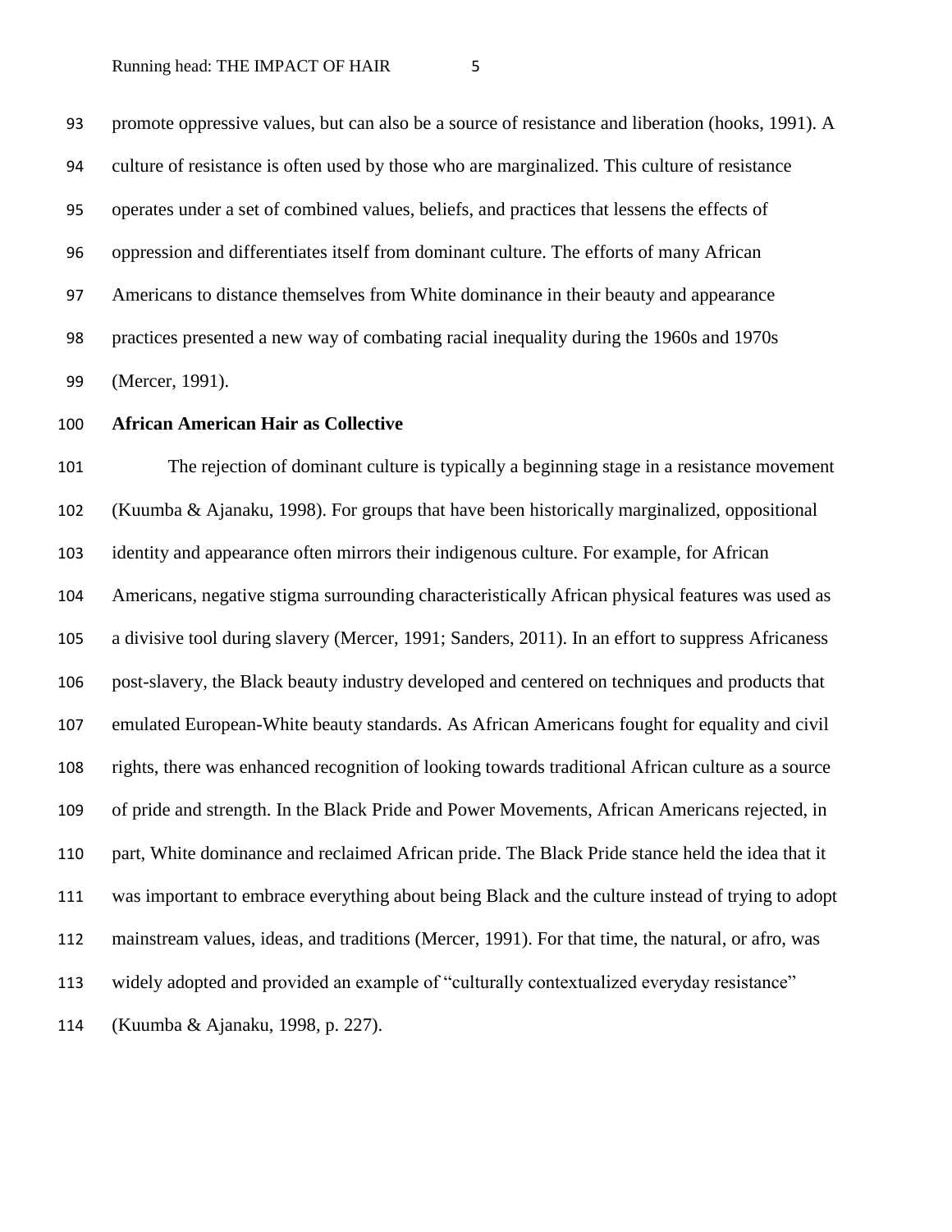promote oppressive values, but can also be a source of resistance and liberation (hooks, 1991). A culture of resistance is often used by those who are marginalized. This culture of resistance operates under a set of combined values, beliefs, and practices that lessens the effects of oppression and differentiates itself from dominant culture. The efforts of many African Americans to distance themselves from White dominance in their beauty and appearance practices presented a new way of combating racial inequality during the 1960s and 1970s (Mercer, 1991).

**African American Hair as Collective**

The rejection of dominant culture is typically a beginning stage in a resistance movement (Kuumba & Ajanaku, 1998). For groups that have been historically marginalized, oppositional identity and appearance often mirrors their indigenous culture. For example, for African Americans, negative stigma surrounding characteristically African physical features was used as a divisive tool during slavery (Mercer, 1991; Sanders, 2011). In an effort to suppress Africaness post-slavery, the Black beauty industry developed and centered on techniques and products that emulated European-White beauty standards. As African Americans fought for equality and civil rights, there was enhanced recognition of looking towards traditional African culture as a source of pride and strength. In the Black Pride and Power Movements, African Americans rejected, in part, White dominance and reclaimed African pride. The Black Pride stance held the idea that it was important to embrace everything about being Black and the culture instead of trying to adopt mainstream values, ideas, and traditions (Mercer, 1991). For that time, the natural, or afro, was widely adopted and provided an example of "culturally contextualized everyday resistance" (Kuumba & Ajanaku, 1998, p. 227).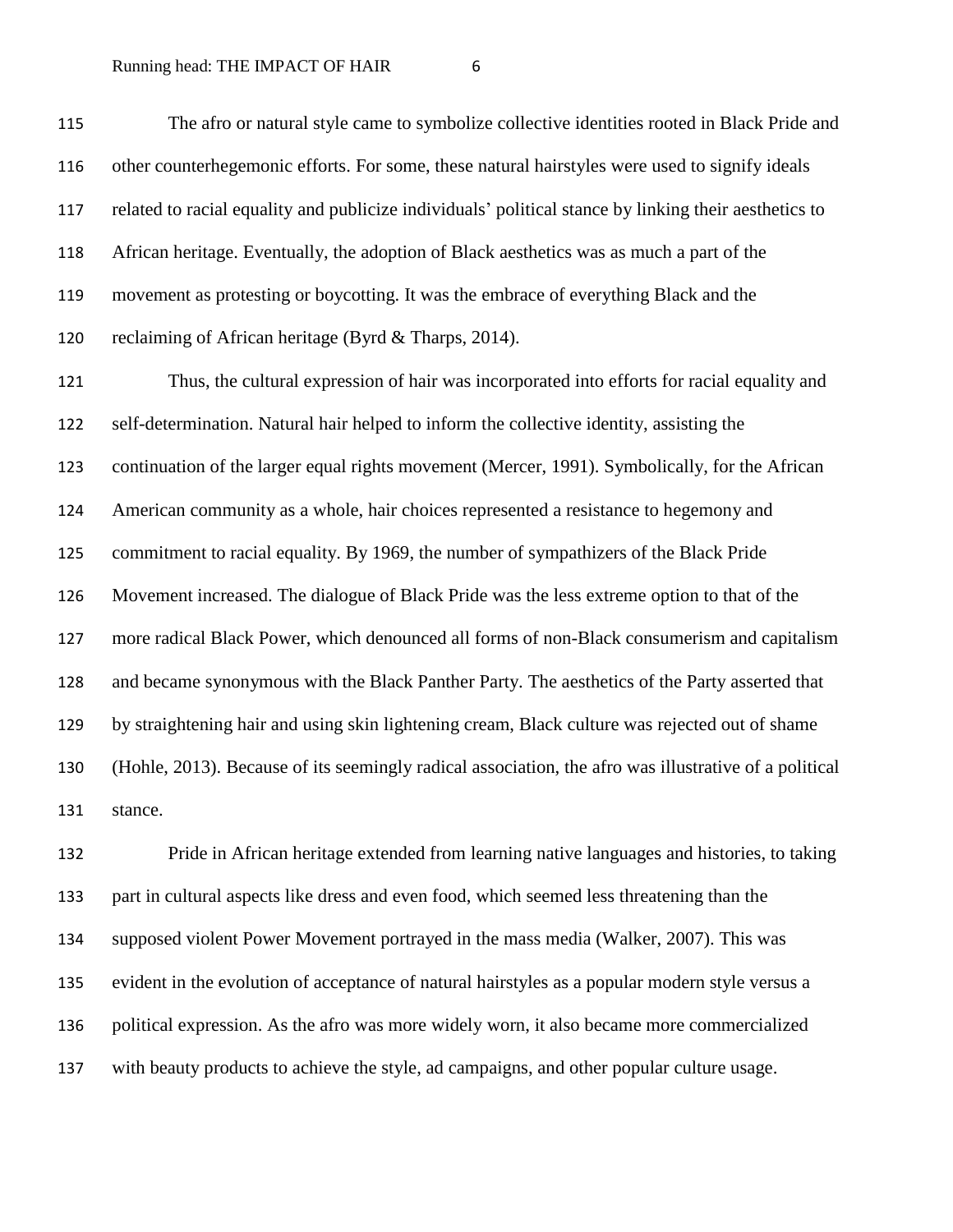The afro or natural style came to symbolize collective identities rooted in Black Pride and other counterhegemonic efforts. For some, these natural hairstyles were used to signify ideals related to racial equality and publicize individuals' political stance by linking their aesthetics to African heritage. Eventually, the adoption of Black aesthetics was as much a part of the movement as protesting or boycotting. It was the embrace of everything Black and the reclaiming of African heritage (Byrd & Tharps, 2014).

Thus, the cultural expression of hair was incorporated into efforts for racial equality and self-determination. Natural hair helped to inform the collective identity, assisting the continuation of the larger equal rights movement (Mercer, 1991). Symbolically, for the African American community as a whole, hair choices represented a resistance to hegemony and commitment to racial equality. By 1969, the number of sympathizers of the Black Pride Movement increased. The dialogue of Black Pride was the less extreme option to that of the more radical Black Power, which denounced all forms of non-Black consumerism and capitalism and became synonymous with the Black Panther Party. The aesthetics of the Party asserted that by straightening hair and using skin lightening cream, Black culture was rejected out of shame (Hohle, 2013). Because of its seemingly radical association, the afro was illustrative of a political stance.

Pride in African heritage extended from learning native languages and histories, to taking part in cultural aspects like dress and even food, which seemed less threatening than the supposed violent Power Movement portrayed in the mass media (Walker, 2007). This was evident in the evolution of acceptance of natural hairstyles as a popular modern style versus a political expression. As the afro was more widely worn, it also became more commercialized with beauty products to achieve the style, ad campaigns, and other popular culture usage.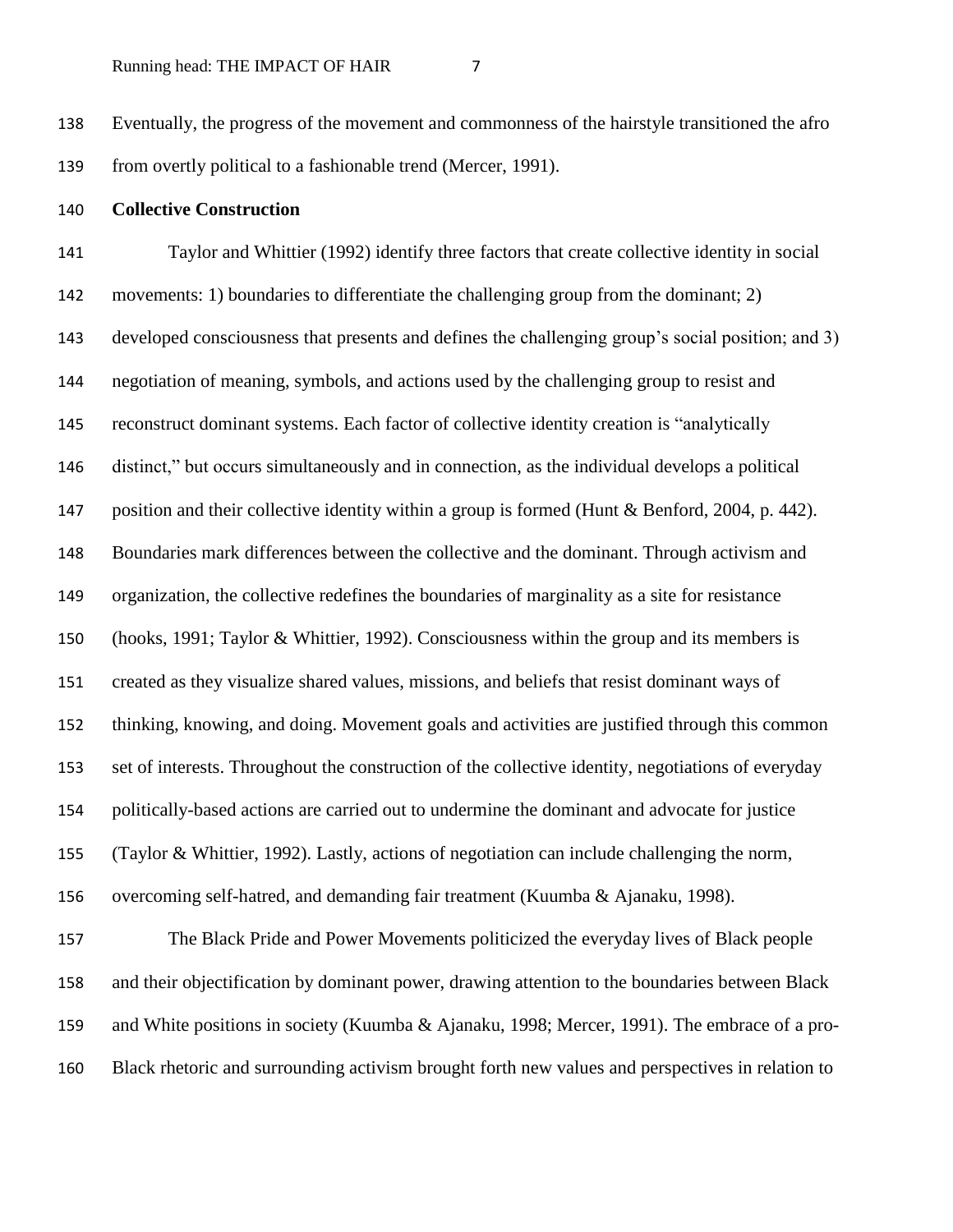Eventually, the progress of the movement and commonness of the hairstyle transitioned the afro from overtly political to a fashionable trend (Mercer, 1991).

**Collective Construction**

Taylor and Whittier (1992) identify three factors that create collective identity in social movements: 1) boundaries to differentiate the challenging group from the dominant; 2) developed consciousness that presents and defines the challenging group's social position; and 3) negotiation of meaning, symbols, and actions used by the challenging group to resist and reconstruct dominant systems. Each factor of collective identity creation is "analytically distinct," but occurs simultaneously and in connection, as the individual develops a political position and their collective identity within a group is formed (Hunt & Benford, 2004, p. 442). Boundaries mark differences between the collective and the dominant. Through activism and organization, the collective redefines the boundaries of marginality as a site for resistance (hooks, 1991; Taylor & Whittier, 1992). Consciousness within the group and its members is created as they visualize shared values, missions, and beliefs that resist dominant ways of thinking, knowing, and doing. Movement goals and activities are justified through this common set of interests. Throughout the construction of the collective identity, negotiations of everyday politically-based actions are carried out to undermine the dominant and advocate for justice (Taylor & Whittier, 1992). Lastly, actions of negotiation can include challenging the norm, overcoming self-hatred, and demanding fair treatment (Kuumba & Ajanaku, 1998).

The Black Pride and Power Movements politicized the everyday lives of Black people and their objectification by dominant power, drawing attention to the boundaries between Black and White positions in society (Kuumba & Ajanaku, 1998; Mercer, 1991). The embrace of a pro-Black rhetoric and surrounding activism brought forth new values and perspectives in relation to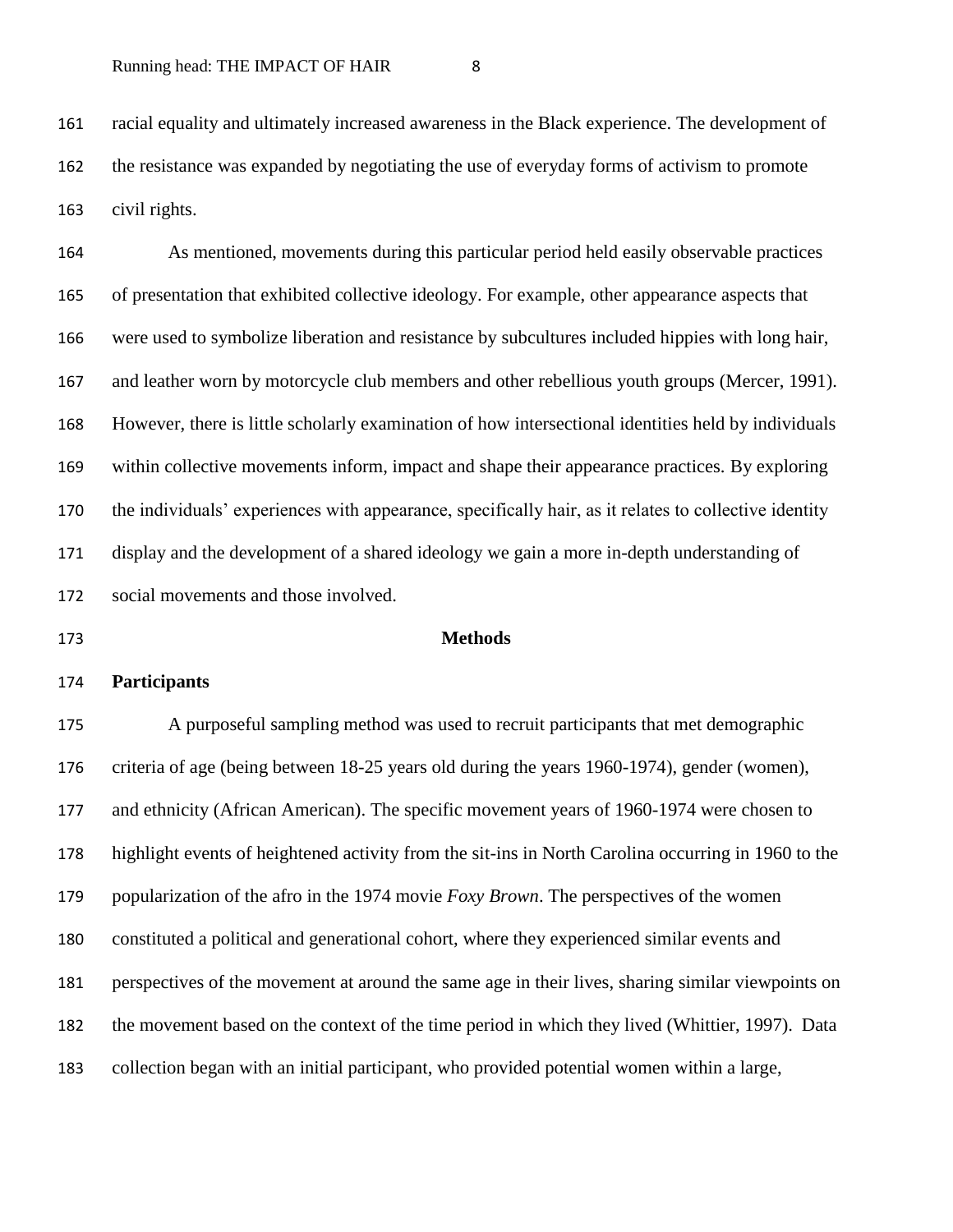racial equality and ultimately increased awareness in the Black experience. The development of the resistance was expanded by negotiating the use of everyday forms of activism to promote civil rights.

As mentioned, movements during this particular period held easily observable practices of presentation that exhibited collective ideology. For example, other appearance aspects that were used to symbolize liberation and resistance by subcultures included hippies with long hair, and leather worn by motorcycle club members and other rebellious youth groups (Mercer, 1991). However, there is little scholarly examination of how intersectional identities held by individuals within collective movements inform, impact and shape their appearance practices. By exploring the individuals' experiences with appearance, specifically hair, as it relates to collective identity display and the development of a shared ideology we gain a more in-depth understanding of social movements and those involved.

## Methods

### Participants

A purposeful sampling method was used to recruit participants that met demographic criteria of age (being between 18-25 years old during the years 1960-1974), gender (women), and ethnicity (African American). The specific movement years of 1960-1974 were chosen to highlight events of heightened activity from the sit-ins in North Carolina occurring in 1960 to the popularization of the afro in the 1974 movie *Foxy Brown*. The perspectives of the women constituted a political and generational cohort, where they experienced similar events and perspectives of the movement at around the same age in their lives, sharing similar viewpoints on the movement based on the context of the time period in which they lived (Whittier, 1997). Data collection began with an initial participant, who provided potential women within a large,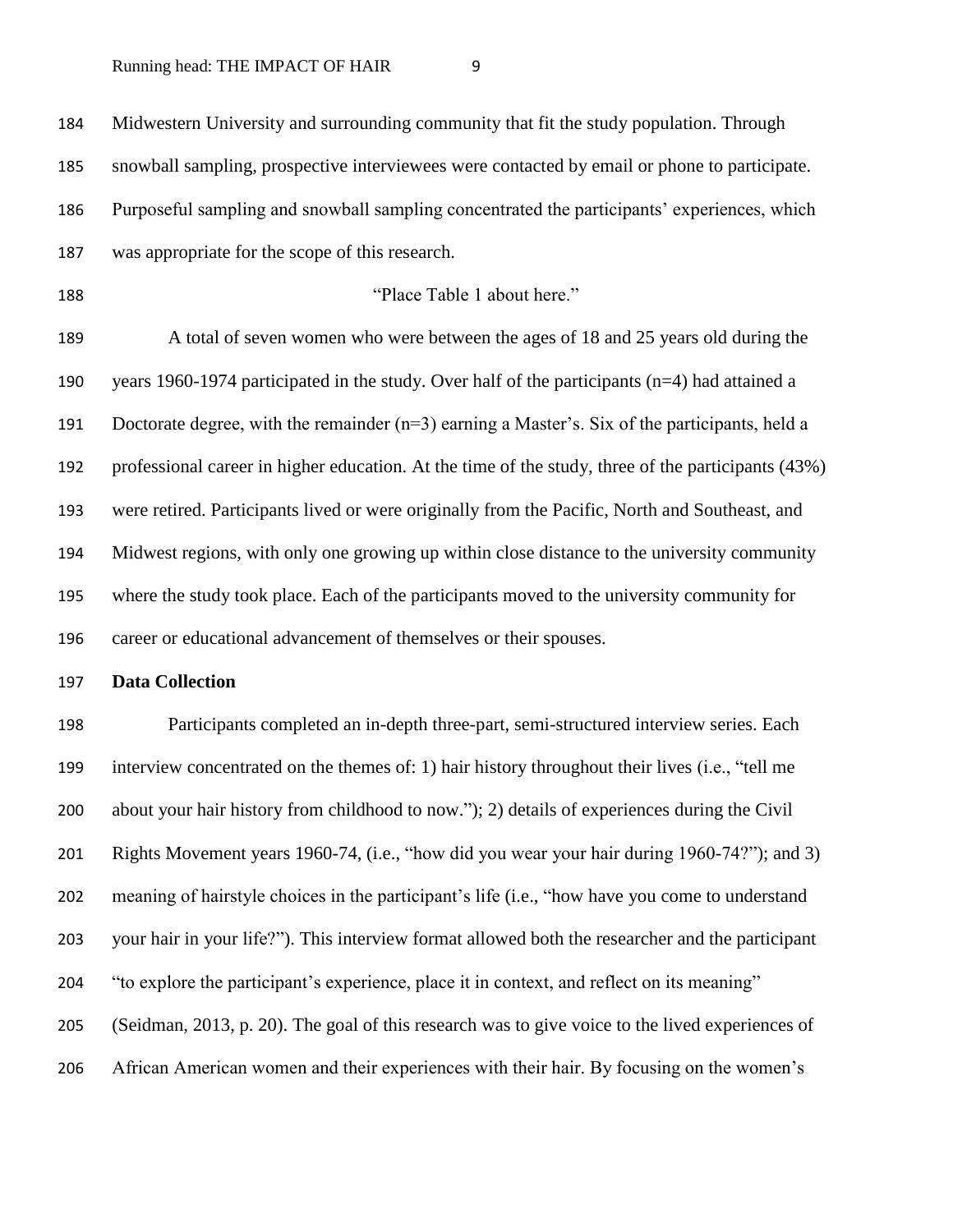Midwestern University and surrounding community that fit the study population. Through snowball sampling, prospective interviewees were contacted by email or phone to participate. Purposeful sampling and snowball sampling concentrated the participants' experiences, which was appropriate for the scope of this research.

"Place Table 1 about here."

A total of seven women who were between the ages of 18 and 25 years old during the years 1960-1974 participated in the study. Over half of the participants (n=4) had attained a Doctorate degree, with the remainder (n=3) earning a Master's. Six of the participants, held a professional career in higher education. At the time of the study, three of the participants (43%) were retired. Participants lived or were originally from the Pacific, North and Southeast, and Midwest regions, with only one growing up within close distance to the university community where the study took place. Each of the participants moved to the university community for career or educational advancement of themselves or their spouses.

**Data Collection**

Participants completed an in-depth three-part, semi-structured interview series. Each interview concentrated on the themes of: 1) hair history throughout their lives (i.e., "tell me about your hair history from childhood to now."); 2) details of experiences during the Civil Rights Movement years 1960-74, (i.e., "how did you wear your hair during 1960-74?"); and 3) meaning of hairstyle choices in the participant's life (i.e., "how have you come to understand your hair in your life?"). This interview format allowed both the researcher and the participant "to explore the participant's experience, place it in context, and reflect on its meaning" (Seidman, 2013, p. 20). The goal of this research was to give voice to the lived experiences of African American women and their experiences with their hair. By focusing on the women's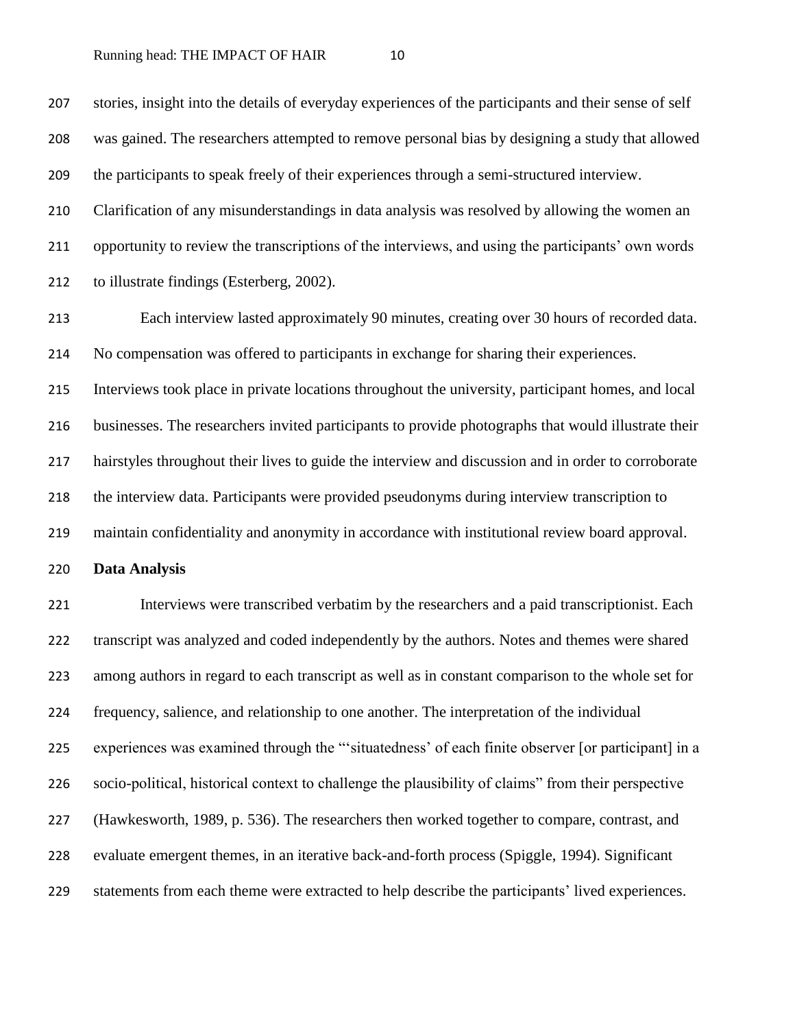stories, insight into the details of everyday experiences of the participants and their sense of self was gained. The researchers attempted to remove personal bias by designing a study that allowed the participants to speak freely of their experiences through a semi-structured interview. Clarification of any misunderstandings in data analysis was resolved by allowing the women an opportunity to review the transcriptions of the interviews, and using the participants' own words to illustrate findings (Esterberg, 2002).

Each interview lasted approximately 90 minutes, creating over 30 hours of recorded data. No compensation was offered to participants in exchange for sharing their experiences. Interviews took place in private locations throughout the university, participant homes, and local businesses. The researchers invited participants to provide photographs that would illustrate their hairstyles throughout their lives to guide the interview and discussion and in order to corroborate the interview data. Participants were provided pseudonyms during interview transcription to maintain confidentiality and anonymity in accordance with institutional review board approval.

**Data Analysis**

Interviews were transcribed verbatim by the researchers and a paid transcriptionist. Each transcript was analyzed and coded independently by the authors. Notes and themes were shared among authors in regard to each transcript as well as in constant comparison to the whole set for frequency, salience, and relationship to one another. The interpretation of the individual experiences was examined through the "'situatedness' of each finite observer [or participant] in a socio-political, historical context to challenge the plausibility of claims" from their perspective (Hawkesworth, 1989, p. 536). The researchers then worked together to compare, contrast, and evaluate emergent themes, in an iterative back-and-forth process (Spiggle, 1994). Significant statements from each theme were extracted to help describe the participants' lived experiences.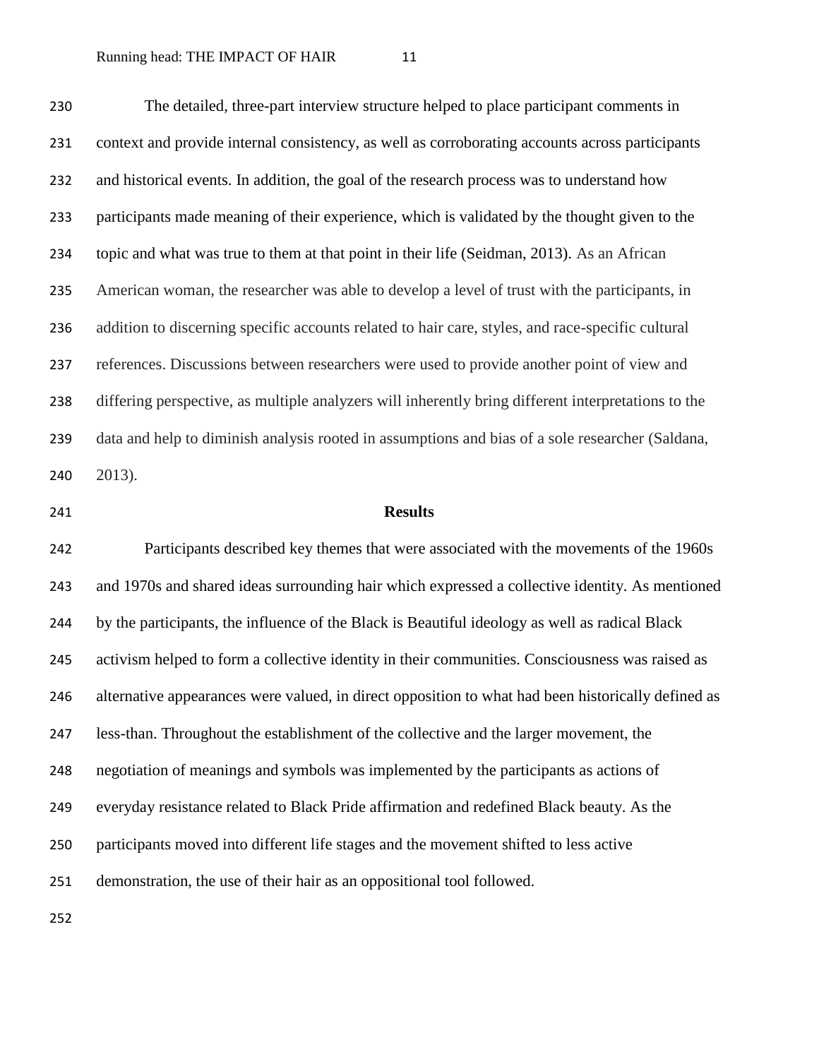The detailed, three-part interview structure helped to place participant comments in context and provide internal consistency, as well as corroborating accounts across participants and historical events. In addition, the goal of the research process was to understand how participants made meaning of their experience, which is validated by the thought given to the topic and what was true to them at that point in their life (Seidman, 2013). As an African American woman, the researcher was able to develop a level of trust with the participants, in addition to discerning specific accounts related to hair care, styles, and race-specific cultural references. Discussions between researchers were used to provide another point of view and differing perspective, as multiple analyzers will inherently bring different interpretations to the data and help to diminish analysis rooted in assumptions and bias of a sole researcher (Saldana, 2013).

## Results

Participants described key themes that were associated with the movements of the 1960s and 1970s and shared ideas surrounding hair which expressed a collective identity. As mentioned by the participants, the influence of the Black is Beautiful ideology as well as radical Black activism helped to form a collective identity in their communities. Consciousness was raised as alternative appearances were valued, in direct opposition to what had been historically defined as less-than. Throughout the establishment of the collective and the larger movement, the negotiation of meanings and symbols was implemented by the participants as actions of everyday resistance related to Black Pride affirmation and redefined Black beauty. As the participants moved into different life stages and the movement shifted to less active demonstration, the use of their hair as an oppositional tool followed.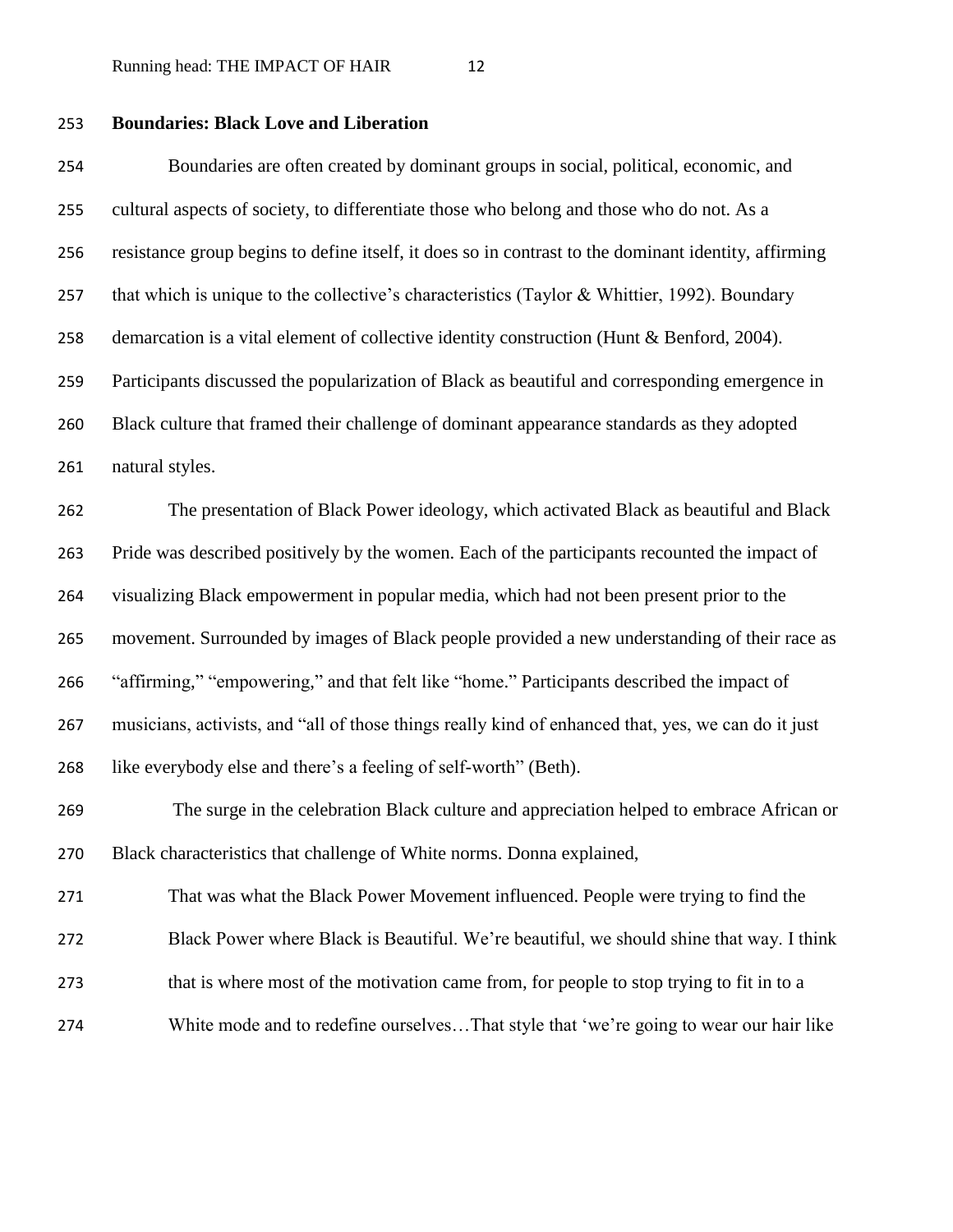**Boundaries: Black Love and Liberation**

Boundaries are often created by dominant groups in social, political, economic, and cultural aspects of society, to differentiate those who belong and those who do not. As a resistance group begins to define itself, it does so in contrast to the dominant identity, affirming that which is unique to the collective's characteristics (Taylor & Whittier, 1992). Boundary demarcation is a vital element of collective identity construction (Hunt & Benford, 2004). Participants discussed the popularization of Black as beautiful and corresponding emergence in Black culture that framed their challenge of dominant appearance standards as they adopted natural styles.

The presentation of Black Power ideology, which activated Black as beautiful and Black Pride was described positively by the women. Each of the participants recounted the impact of visualizing Black empowerment in popular media, which had not been present prior to the movement. Surrounded by images of Black people provided a new understanding of their race as "affirming," "empowering," and that felt like "home." Participants described the impact of musicians, activists, and "all of those things really kind of enhanced that, yes, we can do it just like everybody else and there's a feeling of self-worth" (Beth).

The surge in the celebration Black culture and appreciation helped to embrace African or Black characteristics that challenge of White norms. Donna explained,

> That was what the Black Power Movement influenced. People were trying to find the Black Power where Black is Beautiful. We're beautiful, we should shine that way. I think that is where most of the motivation came from, for people to stop trying to fit in to a White mode and to redefine ourselves…That style that 'we're going to wear our hair like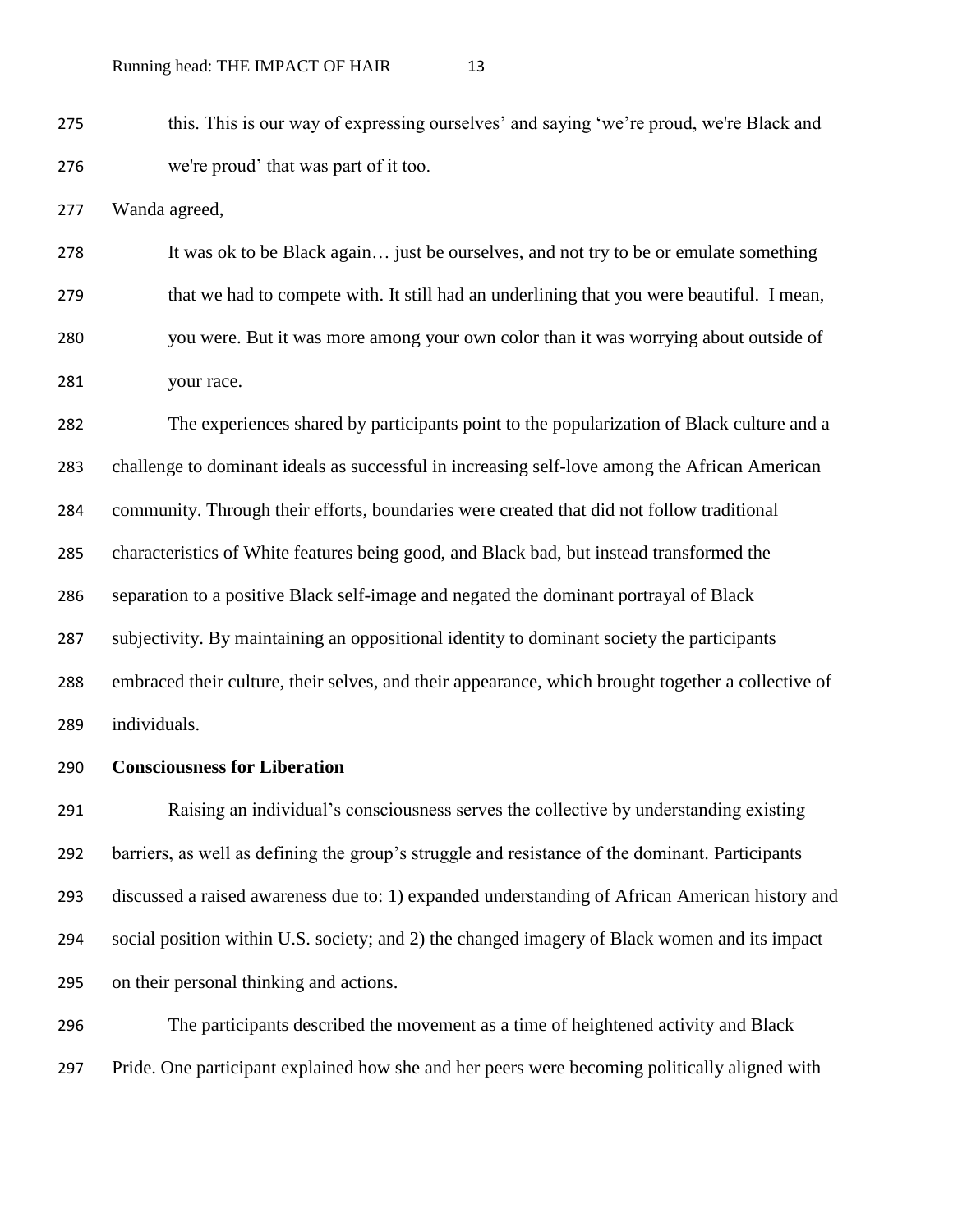this. This is our way of expressing ourselves' and saying 'we're proud, we're Black and we're proud' that was part of it too.

Wanda agreed,

> It was ok to be Black again… just be ourselves, and not try to be or emulate something that we had to compete with. It still had an underlining that you were beautiful. I mean, you were. But it was more among your own color than it was worrying about outside of your race.

The experiences shared by participants point to the popularization of Black culture and a challenge to dominant ideals as successful in increasing self-love among the African American community. Through their efforts, boundaries were created that did not follow traditional characteristics of White features being good, and Black bad, but instead transformed the separation to a positive Black self-image and negated the dominant portrayal of Black subjectivity. By maintaining an oppositional identity to dominant society the participants embraced their culture, their selves, and their appearance, which brought together a collective of individuals.

**Consciousness for Liberation**

Raising an individual's consciousness serves the collective by understanding existing barriers, as well as defining the group's struggle and resistance of the dominant. Participants discussed a raised awareness due to: 1) expanded understanding of African American history and social position within U.S. society; and 2) the changed imagery of Black women and its impact on their personal thinking and actions.

The participants described the movement as a time of heightened activity and Black Pride. One participant explained how she and her peers were becoming politically aligned with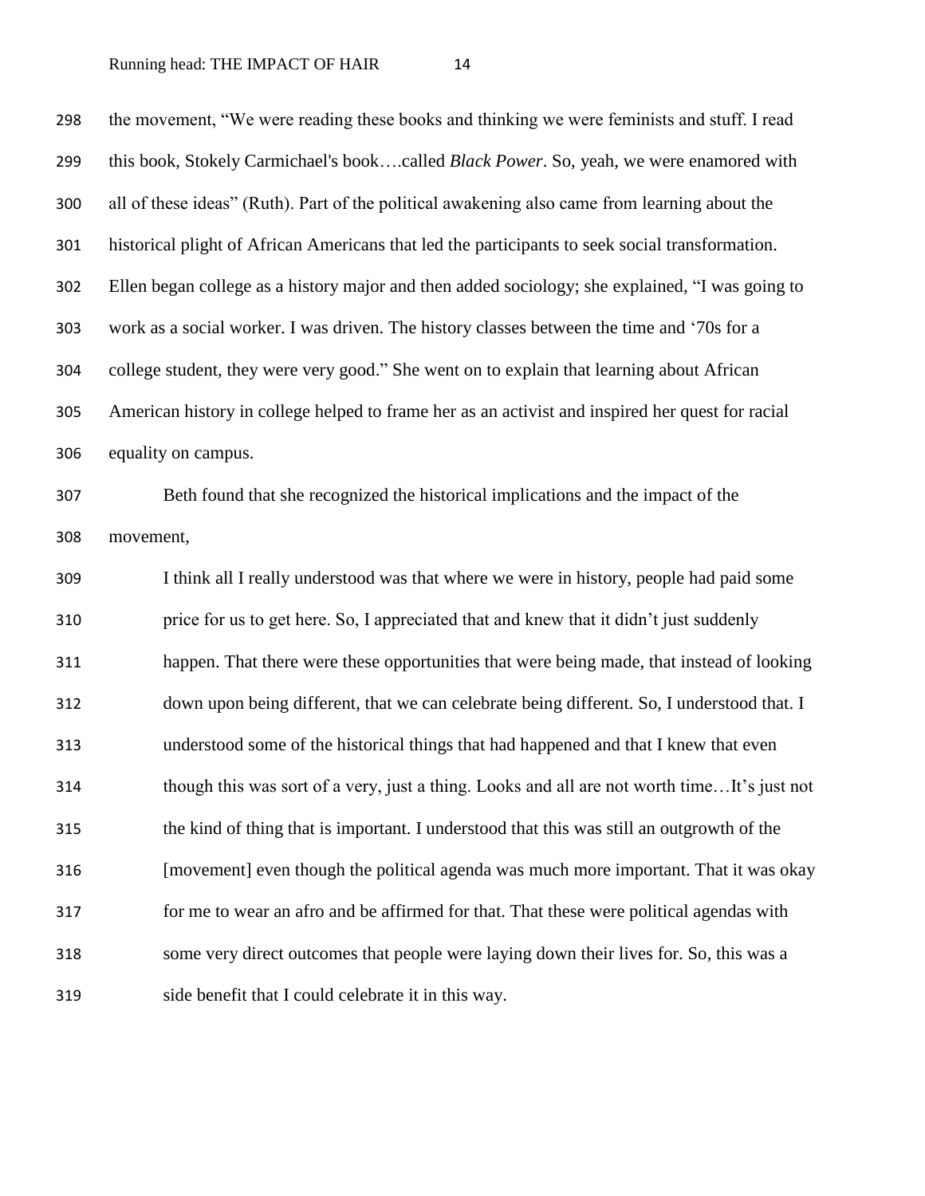the movement, "We were reading these books and thinking we were feminists and stuff. I read this book, Stokely Carmichael's book….called *Black Power*. So, yeah, we were enamored with all of these ideas" (Ruth). Part of the political awakening also came from learning about the historical plight of African Americans that led the participants to seek social transformation. Ellen began college as a history major and then added sociology; she explained, "I was going to work as a social worker. I was driven. The history classes between the time and '70s for a college student, they were very good." She went on to explain that learning about African American history in college helped to frame her as an activist and inspired her quest for racial equality on campus.

Beth found that she recognized the historical implications and the impact of the movement,

> I think all I really understood was that where we were in history, people had paid some price for us to get here. So, I appreciated that and knew that it didn't just suddenly happen. That there were these opportunities that were being made, that instead of looking down upon being different, that we can celebrate being different. So, I understood that. I understood some of the historical things that had happened and that I knew that even though this was sort of a very, just a thing. Looks and all are not worth time…It's just not the kind of thing that is important. I understood that this was still an outgrowth of the [movement] even though the political agenda was much more important. That it was okay for me to wear an afro and be affirmed for that. That these were political agendas with some very direct outcomes that people were laying down their lives for. So, this was a side benefit that I could celebrate it in this way.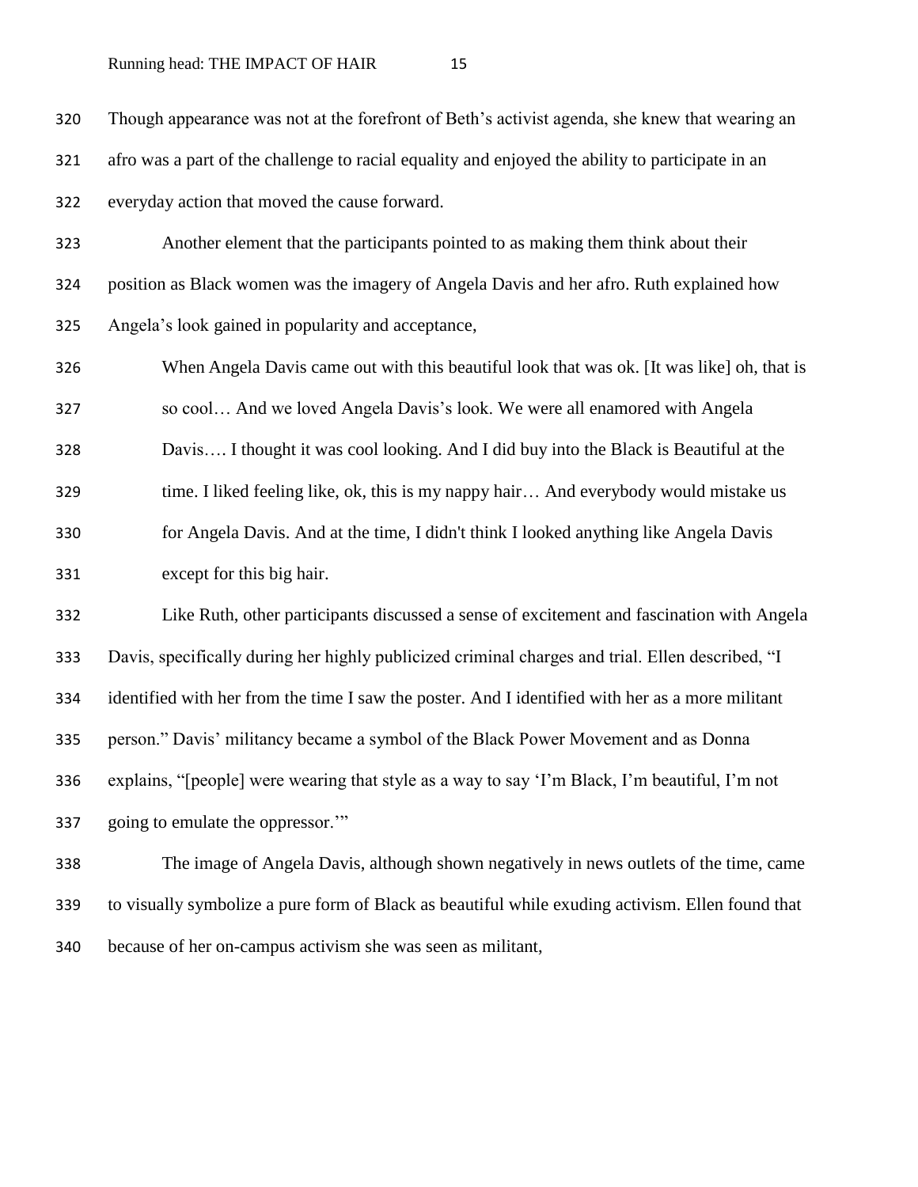Though appearance was not at the forefront of Beth's activist agenda, she knew that wearing an afro was a part of the challenge to racial equality and enjoyed the ability to participate in an everyday action that moved the cause forward.

Another element that the participants pointed to as making them think about their position as Black women was the imagery of Angela Davis and her afro. Ruth explained how Angela's look gained in popularity and acceptance,

> When Angela Davis came out with this beautiful look that was ok. [It was like] oh, that is so cool… And we loved Angela Davis's look. We were all enamored with Angela Davis…. I thought it was cool looking. And I did buy into the Black is Beautiful at the time. I liked feeling like, ok, this is my nappy hair… And everybody would mistake us for Angela Davis. And at the time, I didn't think I looked anything like Angela Davis except for this big hair.

Like Ruth, other participants discussed a sense of excitement and fascination with Angela Davis, specifically during her highly publicized criminal charges and trial. Ellen described, "I identified with her from the time I saw the poster. And I identified with her as a more militant person." Davis' militancy became a symbol of the Black Power Movement and as Donna explains, "[people] were wearing that style as a way to say 'I'm Black, I'm beautiful, I'm not going to emulate the oppressor.'"

The image of Angela Davis, although shown negatively in news outlets of the time, came to visually symbolize a pure form of Black as beautiful while exuding activism. Ellen found that because of her on-campus activism she was seen as militant,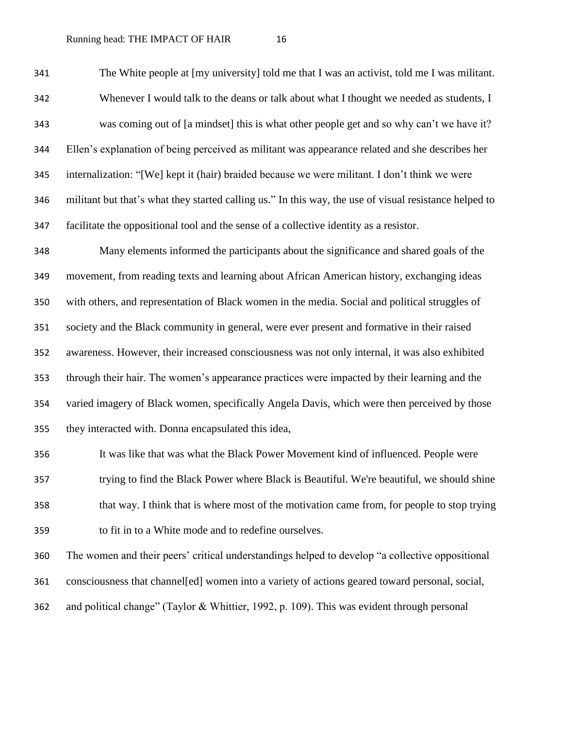> The White people at [my university] told me that I was an activist, told me I was militant. Whenever I would talk to the deans or talk about what I thought we needed as students, I was coming out of [a mindset] this is what other people get and so why can't we have it?

Ellen's explanation of being perceived as militant was appearance related and she describes her internalization: "[We] kept it (hair) braided because we were militant. I don't think we were militant but that's what they started calling us." In this way, the use of visual resistance helped to facilitate the oppositional tool and the sense of a collective identity as a resistor.

Many elements informed the participants about the significance and shared goals of the movement, from reading texts and learning about African American history, exchanging ideas with others, and representation of Black women in the media. Social and political struggles of society and the Black community in general, were ever present and formative in their raised awareness. However, their increased consciousness was not only internal, it was also exhibited through their hair. The women's appearance practices were impacted by their learning and the varied imagery of Black women, specifically Angela Davis, which were then perceived by those they interacted with. Donna encapsulated this idea,

> It was like that was what the Black Power Movement kind of influenced. People were trying to find the Black Power where Black is Beautiful. We're beautiful, we should shine that way. I think that is where most of the motivation came from, for people to stop trying to fit in to a White mode and to redefine ourselves.

The women and their peers' critical understandings helped to develop "a collective oppositional consciousness that channel[ed] women into a variety of actions geared toward personal, social, and political change" (Taylor & Whittier, 1992, p. 109). This was evident through personal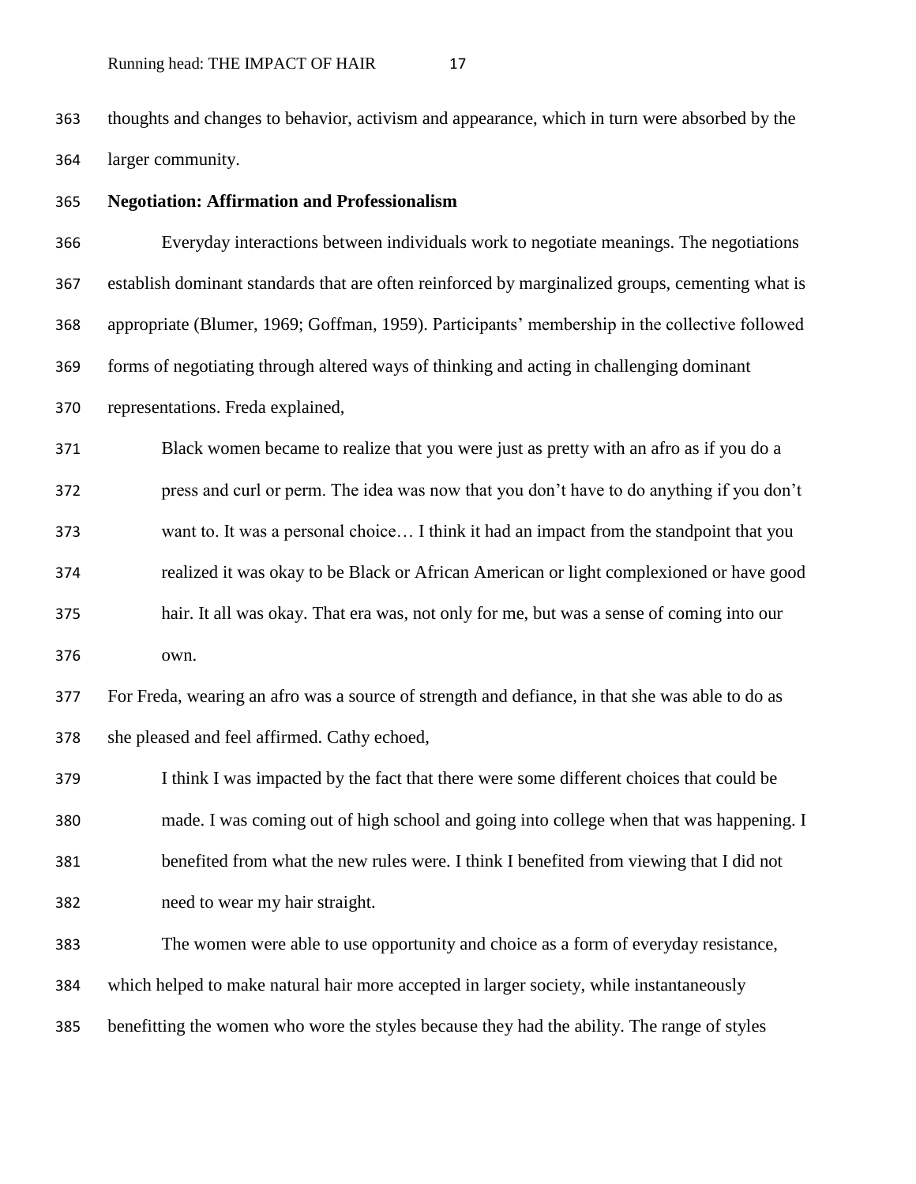thoughts and changes to behavior, activism and appearance, which in turn were absorbed by the larger community.

**Negotiation: Affirmation and Professionalism**

Everyday interactions between individuals work to negotiate meanings. The negotiations establish dominant standards that are often reinforced by marginalized groups, cementing what is appropriate (Blumer, 1969; Goffman, 1959). Participants' membership in the collective followed forms of negotiating through altered ways of thinking and acting in challenging dominant representations. Freda explained,

> Black women became to realize that you were just as pretty with an afro as if you do a press and curl or perm. The idea was now that you don't have to do anything if you don't want to. It was a personal choice… I think it had an impact from the standpoint that you realized it was okay to be Black or African American or light complexioned or have good hair. It all was okay. That era was, not only for me, but was a sense of coming into our own.

For Freda, wearing an afro was a source of strength and defiance, in that she was able to do as she pleased and feel affirmed. Cathy echoed,

> I think I was impacted by the fact that there were some different choices that could be made. I was coming out of high school and going into college when that was happening. I benefited from what the new rules were. I think I benefited from viewing that I did not need to wear my hair straight.

The women were able to use opportunity and choice as a form of everyday resistance, which helped to make natural hair more accepted in larger society, while instantaneously benefitting the women who wore the styles because they had the ability. The range of styles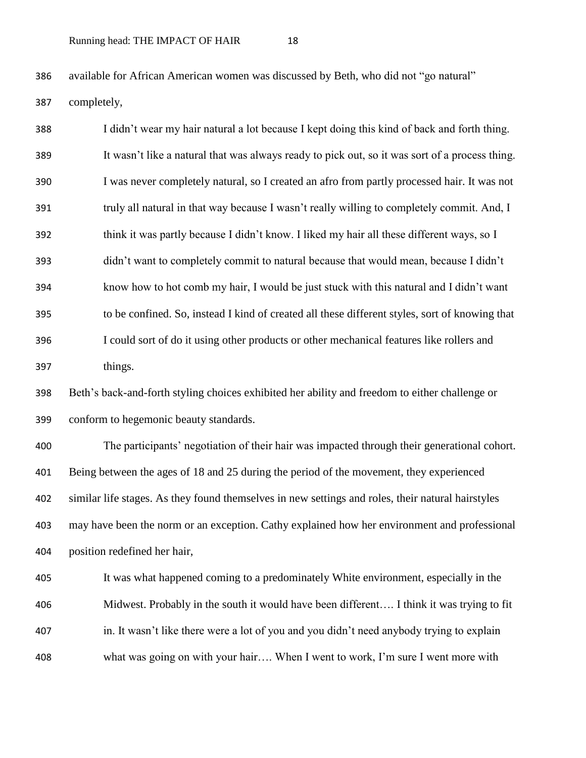available for African American women was discussed by Beth, who did not "go natural" completely,

> I didn't wear my hair natural a lot because I kept doing this kind of back and forth thing. It wasn't like a natural that was always ready to pick out, so it was sort of a process thing. I was never completely natural, so I created an afro from partly processed hair. It was not truly all natural in that way because I wasn't really willing to completely commit. And, I think it was partly because I didn't know. I liked my hair all these different ways, so I didn't want to completely commit to natural because that would mean, because I didn't know how to hot comb my hair, I would be just stuck with this natural and I didn't want to be confined. So, instead I kind of created all these different styles, sort of knowing that I could sort of do it using other products or other mechanical features like rollers and things.

Beth's back-and-forth styling choices exhibited her ability and freedom to either challenge or conform to hegemonic beauty standards.

The participants' negotiation of their hair was impacted through their generational cohort. Being between the ages of 18 and 25 during the period of the movement, they experienced similar life stages. As they found themselves in new settings and roles, their natural hairstyles may have been the norm or an exception. Cathy explained how her environment and professional position redefined her hair,

> It was what happened coming to a predominately White environment, especially in the Midwest. Probably in the south it would have been different…. I think it was trying to fit in. It wasn't like there were a lot of you and you didn't need anybody trying to explain what was going on with your hair…. When I went to work, I'm sure I went more with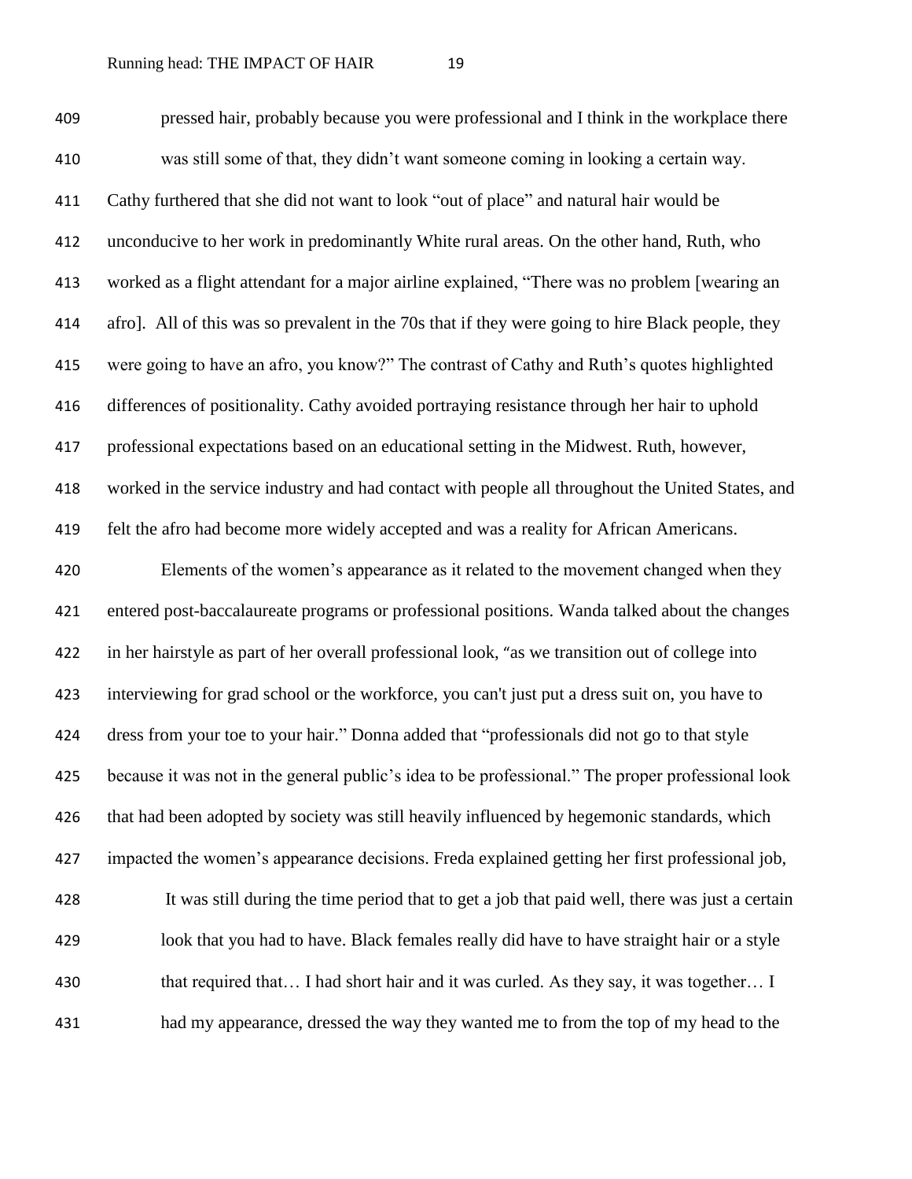pressed hair, probably because you were professional and I think in the workplace there was still some of that, they didn't want someone coming in looking a certain way.

Cathy furthered that she did not want to look "out of place" and natural hair would be unconducive to her work in predominantly White rural areas. On the other hand, Ruth, who worked as a flight attendant for a major airline explained, "There was no problem [wearing an afro]. All of this was so prevalent in the 70s that if they were going to hire Black people, they were going to have an afro, you know?" The contrast of Cathy and Ruth's quotes highlighted differences of positionality. Cathy avoided portraying resistance through her hair to uphold professional expectations based on an educational setting in the Midwest. Ruth, however, worked in the service industry and had contact with people all throughout the United States, and felt the afro had become more widely accepted and was a reality for African Americans.

Elements of the women's appearance as it related to the movement changed when they entered post-baccalaureate programs or professional positions. Wanda talked about the changes in her hairstyle as part of her overall professional look, "as we transition out of college into interviewing for grad school or the workforce, you can't just put a dress suit on, you have to dress from your toe to your hair." Donna added that "professionals did not go to that style because it was not in the general public's idea to be professional." The proper professional look that had been adopted by society was still heavily influenced by hegemonic standards, which impacted the women's appearance decisions. Freda explained getting her first professional job,

> It was still during the time period that to get a job that paid well, there was just a certain look that you had to have. Black females really did have to have straight hair or a style that required that… I had short hair and it was curled. As they say, it was together… I had my appearance, dressed the way they wanted me to from the top of my head to the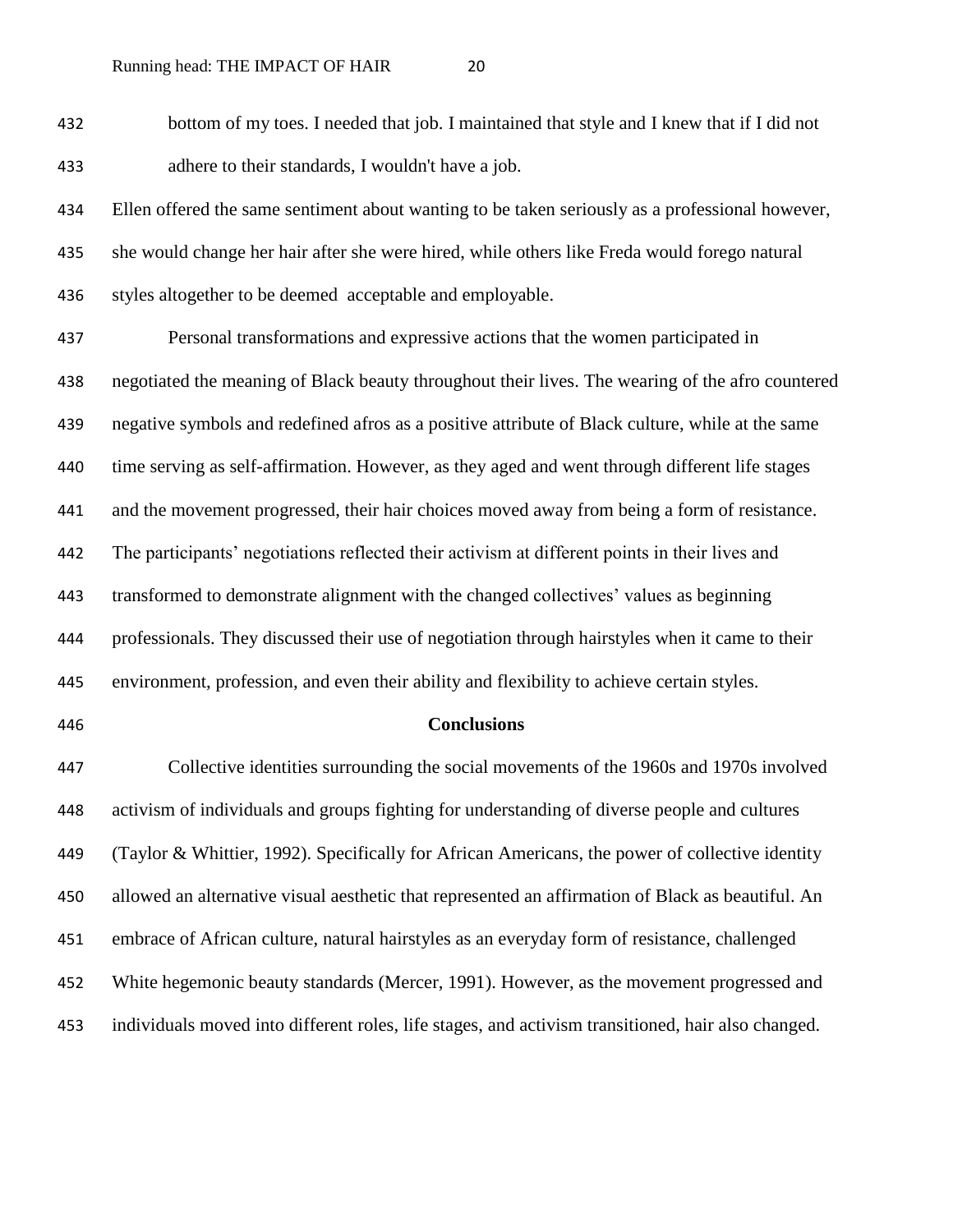bottom of my toes. I needed that job. I maintained that style and I knew that if I did not adhere to their standards, I wouldn't have a job.

Ellen offered the same sentiment about wanting to be taken seriously as a professional however, she would change her hair after she were hired, while others like Freda would forego natural styles altogether to be deemed acceptable and employable.

Personal transformations and expressive actions that the women participated in negotiated the meaning of Black beauty throughout their lives. The wearing of the afro countered negative symbols and redefined afros as a positive attribute of Black culture, while at the same time serving as self-affirmation. However, as they aged and went through different life stages and the movement progressed, their hair choices moved away from being a form of resistance. The participants' negotiations reflected their activism at different points in their lives and transformed to demonstrate alignment with the changed collectives' values as beginning professionals. They discussed their use of negotiation through hairstyles when it came to their environment, profession, and even their ability and flexibility to achieve certain styles.

## Conclusions

Collective identities surrounding the social movements of the 1960s and 1970s involved activism of individuals and groups fighting for understanding of diverse people and cultures (Taylor & Whittier, 1992). Specifically for African Americans, the power of collective identity allowed an alternative visual aesthetic that represented an affirmation of Black as beautiful. An embrace of African culture, natural hairstyles as an everyday form of resistance, challenged White hegemonic beauty standards (Mercer, 1991). However, as the movement progressed and individuals moved into different roles, life stages, and activism transitioned, hair also changed.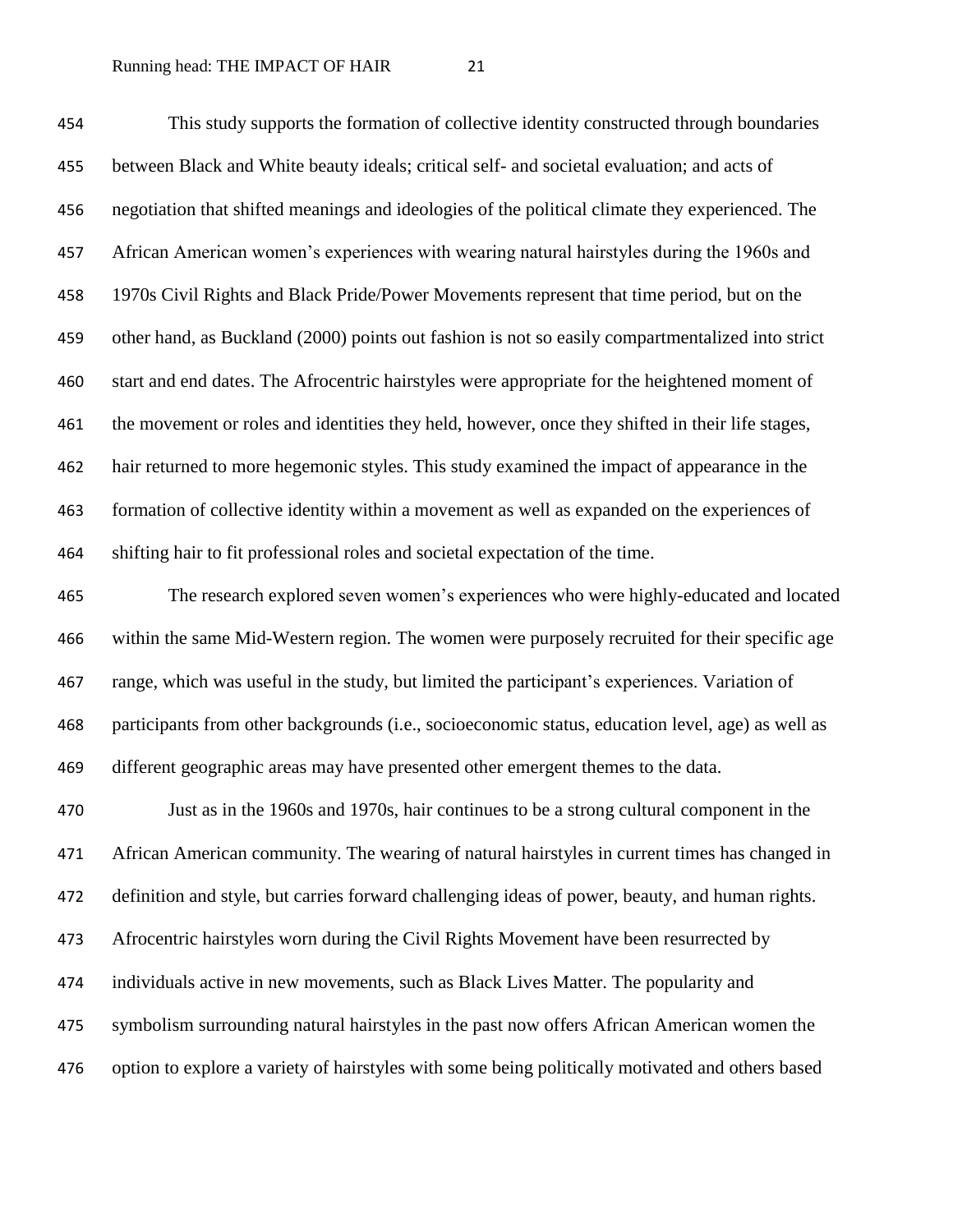This study supports the formation of collective identity constructed through boundaries between Black and White beauty ideals; critical self- and societal evaluation; and acts of negotiation that shifted meanings and ideologies of the political climate they experienced. The African American women's experiences with wearing natural hairstyles during the 1960s and 1970s Civil Rights and Black Pride/Power Movements represent that time period, but on the other hand, as Buckland (2000) points out fashion is not so easily compartmentalized into strict start and end dates. The Afrocentric hairstyles were appropriate for the heightened moment of the movement or roles and identities they held, however, once they shifted in their life stages, hair returned to more hegemonic styles. This study examined the impact of appearance in the formation of collective identity within a movement as well as expanded on the experiences of shifting hair to fit professional roles and societal expectation of the time.

The research explored seven women's experiences who were highly-educated and located within the same Mid-Western region. The women were purposely recruited for their specific age range, which was useful in the study, but limited the participant's experiences. Variation of participants from other backgrounds (i.e., socioeconomic status, education level, age) as well as different geographic areas may have presented other emergent themes to the data.

Just as in the 1960s and 1970s, hair continues to be a strong cultural component in the African American community. The wearing of natural hairstyles in current times has changed in definition and style, but carries forward challenging ideas of power, beauty, and human rights. Afrocentric hairstyles worn during the Civil Rights Movement have been resurrected by individuals active in new movements, such as Black Lives Matter. The popularity and symbolism surrounding natural hairstyles in the past now offers African American women the option to explore a variety of hairstyles with some being politically motivated and others based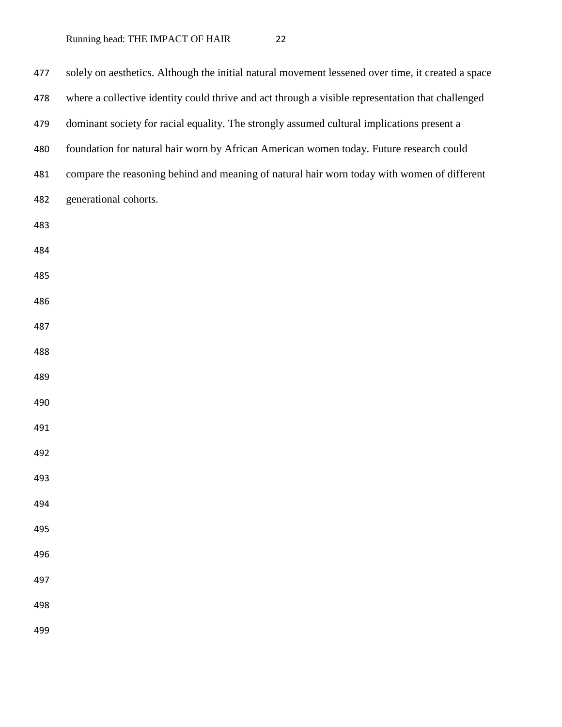solely on aesthetics. Although the initial natural movement lessened over time, it created a space where a collective identity could thrive and act through a visible representation that challenged dominant society for racial equality. The strongly assumed cultural implications present a foundation for natural hair worn by African American women today. Future research could compare the reasoning behind and meaning of natural hair worn today with women of different generational cohorts.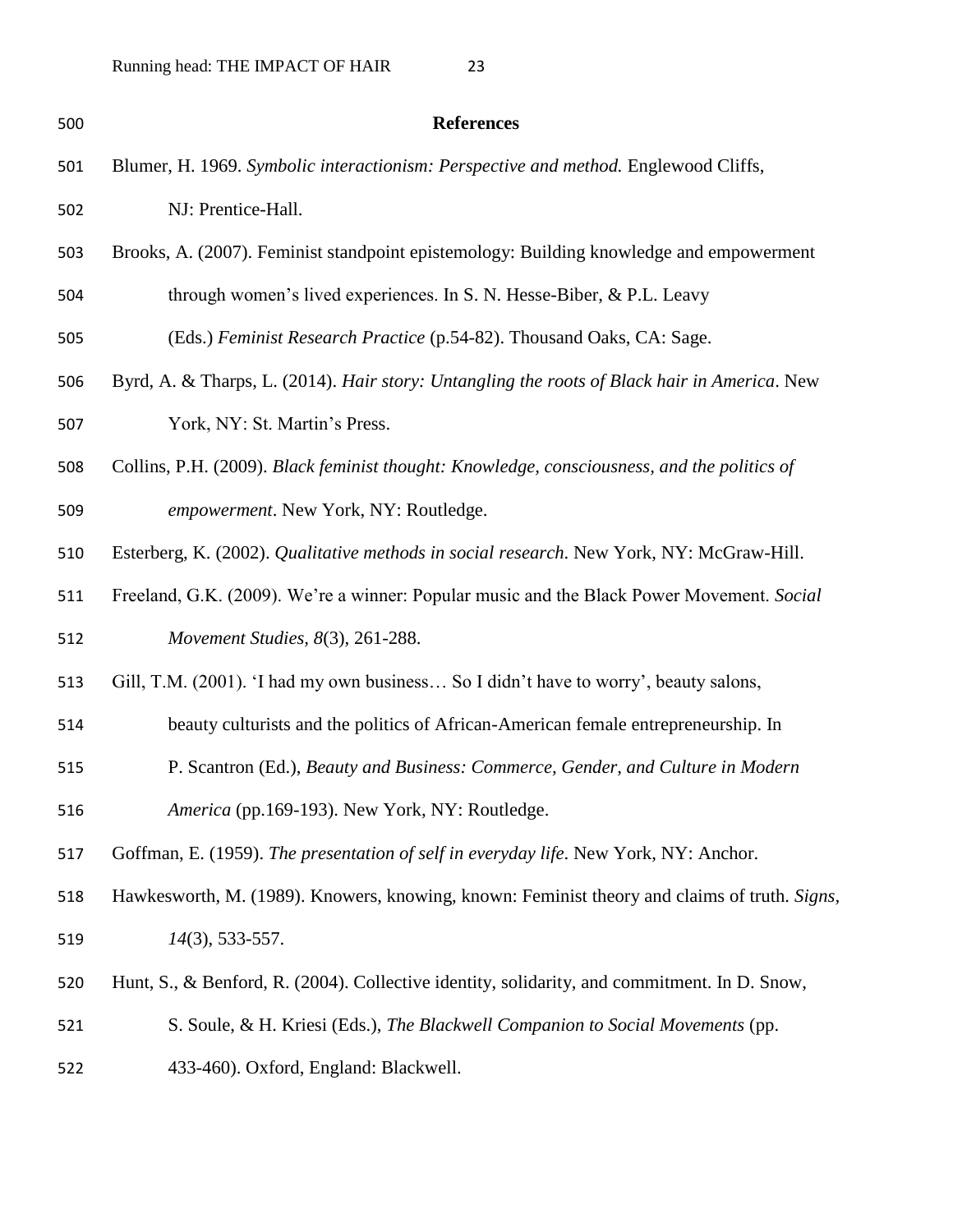# References

Blumer, H. 1969. *Symbolic interactionism: Perspective and method.* Englewood Cliffs, NJ: Prentice-Hall.

Brooks, A. (2007). Feminist standpoint epistemology: Building knowledge and empowerment through women's lived experiences. In S. N. Hesse-Biber, & P.L. Leavy (Eds.) *Feminist Research Practice* (p.54-82). Thousand Oaks, CA: Sage.

Byrd, A. & Tharps, L. (2014). *Hair story: Untangling the roots of Black hair in America*. New York, NY: St. Martin's Press.

Collins, P.H. (2009). *Black feminist thought: Knowledge, consciousness, and the politics of empowerment*. New York, NY: Routledge.

Esterberg, K. (2002). *Qualitative methods in social research*. New York, NY: McGraw-Hill.

Freeland, G.K. (2009). We're a winner: Popular music and the Black Power Movement. *Social Movement Studies, 8*(3), 261-288.

Gill, T.M. (2001). 'I had my own business… So I didn't have to worry', beauty salons, beauty culturists and the politics of African-American female entrepreneurship. In P. Scantron (Ed.), *Beauty and Business: Commerce, Gender, and Culture in Modern America* (pp.169-193). New York, NY: Routledge.

Goffman, E. (1959). *The presentation of self in everyday life*. New York, NY: Anchor.

Hawkesworth, M. (1989). Knowers, knowing, known: Feminist theory and claims of truth. *Signs, 14*(3), 533-557.

Hunt, S., & Benford, R. (2004). Collective identity, solidarity, and commitment. In D. Snow, S. Soule, & H. Kriesi (Eds.), *The Blackwell Companion to Social Movements* (pp. 433-460). Oxford, England: Blackwell.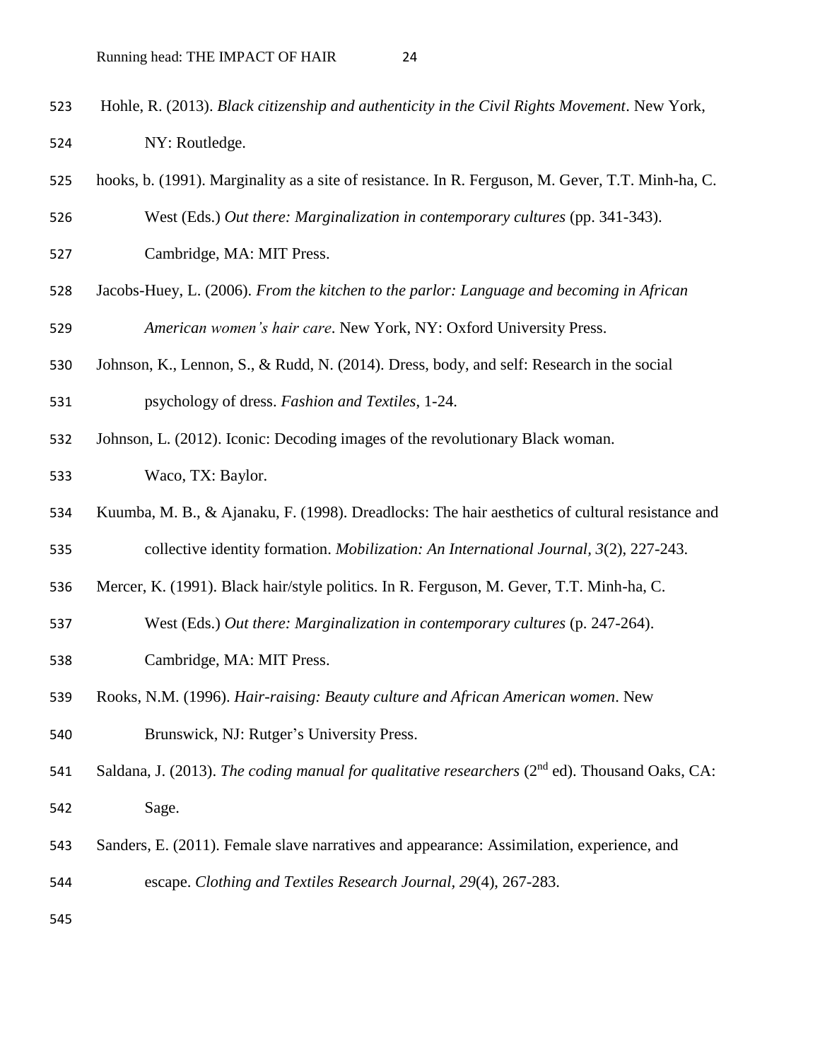Hohle, R. (2013). *Black citizenship and authenticity in the Civil Rights Movement*. New York, NY: Routledge.

hooks, b. (1991). Marginality as a site of resistance. In R. Ferguson, M. Gever, T.T. Minh-ha, C. West (Eds.) *Out there: Marginalization in contemporary cultures* (pp. 341-343). Cambridge, MA: MIT Press.

Jacobs-Huey, L. (2006). *From the kitchen to the parlor: Language and becoming in African American women's hair care*. New York, NY: Oxford University Press.

Johnson, K., Lennon, S., & Rudd, N. (2014). Dress, body, and self: Research in the social psychology of dress. *Fashion and Textiles*, 1-24.

Johnson, L. (2012). Iconic: Decoding images of the revolutionary Black woman. Waco, TX: Baylor.

Kuumba, M. B., & Ajanaku, F. (1998). Dreadlocks: The hair aesthetics of cultural resistance and collective identity formation. *Mobilization: An International Journal, 3*(2), 227-243.

Mercer, K. (1991). Black hair/style politics. In R. Ferguson, M. Gever, T.T. Minh-ha, C. West (Eds.) *Out there: Marginalization in contemporary cultures* (p. 247-264). Cambridge, MA: MIT Press.

Rooks, N.M. (1996). *Hair-raising: Beauty culture and African American women*. New Brunswick, NJ: Rutger's University Press.

Saldana, J. (2013). *The coding manual for qualitative researchers* (2nd ed). Thousand Oaks, CA: Sage.

Sanders, E. (2011). Female slave narratives and appearance: Assimilation, experience, and escape. *Clothing and Textiles Research Journal, 29*(4), 267-283.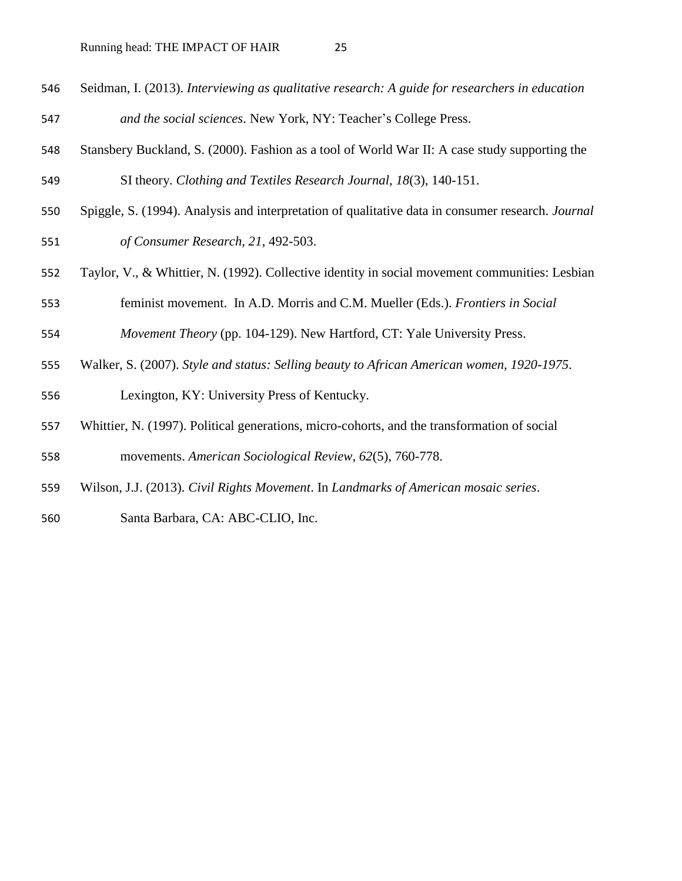Seidman, I. (2013). *Interviewing as qualitative research: A guide for researchers in education and the social sciences*. New York, NY: Teacher's College Press.

Stansbery Buckland, S. (2000). Fashion as a tool of World War II: A case study supporting the SI theory. *Clothing and Textiles Research Journal, 18*(3), 140-151.

Spiggle, S. (1994). Analysis and interpretation of qualitative data in consumer research. *Journal of Consumer Research, 21*, 492-503.

Taylor, V., & Whittier, N. (1992). Collective identity in social movement communities: Lesbian feminist movement. In A.D. Morris and C.M. Mueller (Eds.). *Frontiers in Social Movement Theory* (pp. 104-129). New Hartford, CT: Yale University Press.

Walker, S. (2007). *Style and status: Selling beauty to African American women, 1920-1975*. Lexington, KY: University Press of Kentucky.

Whittier, N. (1997). Political generations, micro-cohorts, and the transformation of social movements. *American Sociological Review, 62*(5), 760-778.

Wilson, J.J. (2013). *Civil Rights Movement*. In *Landmarks of American mosaic series*. Santa Barbara, CA: ABC-CLIO, Inc.